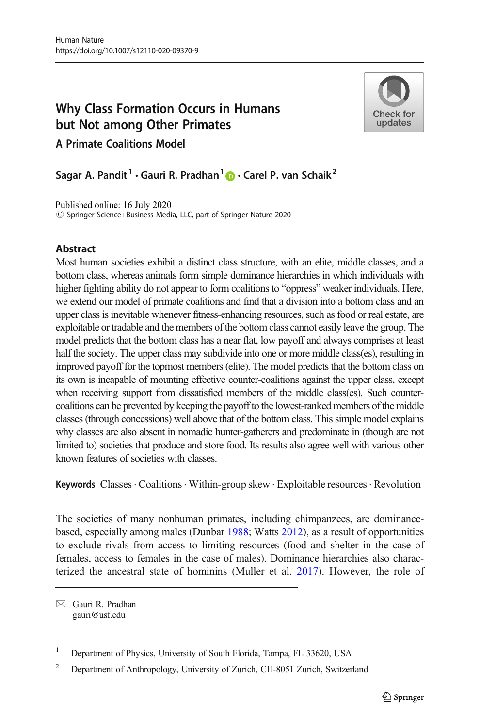Human Nature
https://doi.org/10.1007/s12110-020-09370-9

# Why Class Formation Occurs in Humans but Not among Other Primates

## A Primate Coalitions Model

**Sagar A. Pandit[1] · Gauri R. Pradhan[1] · Carel P. van Schaik[2]**

Published online: 16 July 2020
© Springer Science+Business Media, LLC, part of Springer Nature 2020

### Abstract

Most human societies exhibit a distinct class structure, with an elite, middle classes, and a bottom class, whereas animals form simple dominance hierarchies in which individuals with higher fighting ability do not appear to form coalitions to "oppress" weaker individuals. Here, we extend our model of primate coalitions and find that a division into a bottom class and an upper class is inevitable whenever fitness-enhancing resources, such as food or real estate, are exploitable or tradable and the members of the bottom class cannot easily leave the group. The model predicts that the bottom class has a near flat, low payoff and always comprises at least half the society. The upper class may subdivide into one or more middle class(es), resulting in improved payoff for the topmost members (elite). The model predicts that the bottom class on its own is incapable of mounting effective counter-coalitions against the upper class, except when receiving support from dissatisfied members of the middle class(es). Such counter-coalitions can be prevented by keeping the payoff to the lowest-ranked members of the middle classes (through concessions) well above that of the bottom class. This simple model explains why classes are also absent in nomadic hunter-gatherers and predominate in (though are not limited to) societies that produce and store food. Its results also agree well with various other known features of societies with classes.

**Keywords** Classes · Coalitions · Within-group skew · Exploitable resources · Revolution

The societies of many nonhuman primates, including chimpanzees, are dominance-based, especially among males (Dunbar 1988; Watts 2012), as a result of opportunities to exclude rivals from access to limiting resources (food and shelter in the case of females, access to females in the case of males). Dominance hierarchies also characterized the ancestral state of hominins (Muller et al. 2017). However, the role of

---

✉ Gauri R. Pradhan
gauri@usf.edu

[1] Department of Physics, University of South Florida, Tampa, FL 33620, USA

[2] Department of Anthropology, University of Zurich, CH-8051 Zurich, Switzerland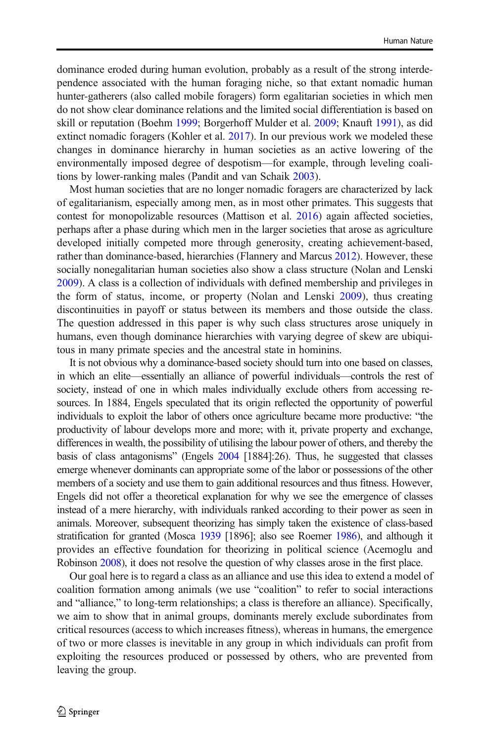dominance eroded during human evolution, probably as a result of the strong interdependence associated with the human foraging niche, so that extant nomadic human hunter-gatherers (also called mobile foragers) form egalitarian societies in which men do not show clear dominance relations and the limited social differentiation is based on skill or reputation (Boehm 1999; Borgerhoff Mulder et al. 2009; Knauft 1991), as did extinct nomadic foragers (Kohler et al. 2017). In our previous work we modeled these changes in dominance hierarchy in human societies as an active lowering of the environmentally imposed degree of despotism—for example, through leveling coalitions by lower-ranking males (Pandit and van Schaik 2003).

Most human societies that are no longer nomadic foragers are characterized by lack of egalitarianism, especially among men, as in most other primates. This suggests that contest for monopolizable resources (Mattison et al. 2016) again affected societies, perhaps after a phase during which men in the larger societies that arose as agriculture developed initially competed more through generosity, creating achievement-based, rather than dominance-based, hierarchies (Flannery and Marcus 2012). However, these socially nonegalitarian human societies also show a class structure (Nolan and Lenski 2009). A class is a collection of individuals with defined membership and privileges in the form of status, income, or property (Nolan and Lenski 2009), thus creating discontinuities in payoff or status between its members and those outside the class. The question addressed in this paper is why such class structures arose uniquely in humans, even though dominance hierarchies with varying degree of skew are ubiquitous in many primate species and the ancestral state in hominins.

It is not obvious why a dominance-based society should turn into one based on classes, in which an elite—essentially an alliance of powerful individuals—controls the rest of society, instead of one in which males individually exclude others from accessing resources. In 1884, Engels speculated that its origin reflected the opportunity of powerful individuals to exploit the labor of others once agriculture became more productive: "the productivity of labour develops more and more; with it, private property and exchange, differences in wealth, the possibility of utilising the labour power of others, and thereby the basis of class antagonisms" (Engels 2004 [1884]:26). Thus, he suggested that classes emerge whenever dominants can appropriate some of the labor or possessions of the other members of a society and use them to gain additional resources and thus fitness. However, Engels did not offer a theoretical explanation for why we see the emergence of classes instead of a mere hierarchy, with individuals ranked according to their power as seen in animals. Moreover, subsequent theorizing has simply taken the existence of class-based stratification for granted (Mosca 1939 [1896]; also see Roemer 1986), and although it provides an effective foundation for theorizing in political science (Acemoglu and Robinson 2008), it does not resolve the question of why classes arose in the first place.

Our goal here is to regard a class as an alliance and use this idea to extend a model of coalition formation among animals (we use "coalition" to refer to social interactions and "alliance," to long-term relationships; a class is therefore an alliance). Specifically, we aim to show that in animal groups, dominants merely exclude subordinates from critical resources (access to which increases fitness), whereas in humans, the emergence of two or more classes is inevitable in any group in which individuals can profit from exploiting the resources produced or possessed by others, who are prevented from leaving the group.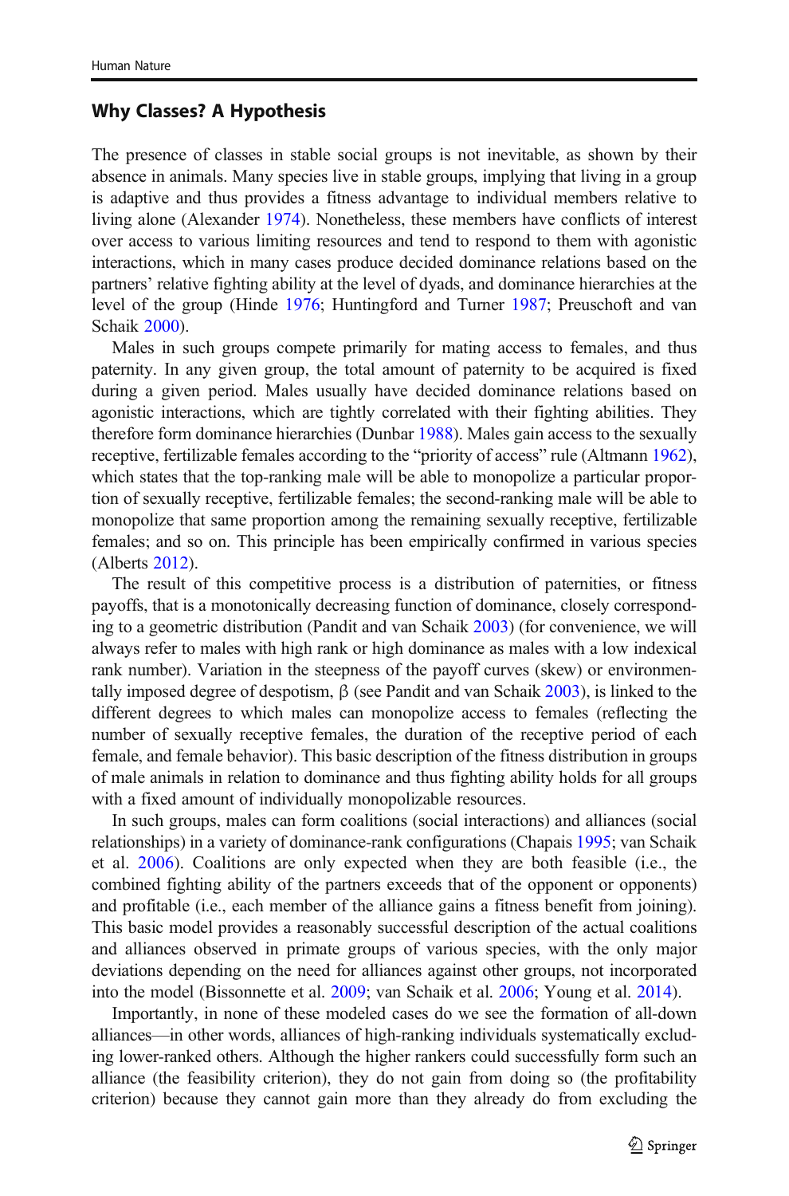## Why Classes? A Hypothesis

The presence of classes in stable social groups is not inevitable, as shown by their absence in animals. Many species live in stable groups, implying that living in a group is adaptive and thus provides a fitness advantage to individual members relative to living alone (Alexander 1974). Nonetheless, these members have conflicts of interest over access to various limiting resources and tend to respond to them with agonistic interactions, which in many cases produce decided dominance relations based on the partners' relative fighting ability at the level of dyads, and dominance hierarchies at the level of the group (Hinde 1976; Huntingford and Turner 1987; Preuschoft and van Schaik 2000).

Males in such groups compete primarily for mating access to females, and thus paternity. In any given group, the total amount of paternity to be acquired is fixed during a given period. Males usually have decided dominance relations based on agonistic interactions, which are tightly correlated with their fighting abilities. They therefore form dominance hierarchies (Dunbar 1988). Males gain access to the sexually receptive, fertilizable females according to the "priority of access" rule (Altmann 1962), which states that the top-ranking male will be able to monopolize a particular proportion of sexually receptive, fertilizable females; the second-ranking male will be able to monopolize that same proportion among the remaining sexually receptive, fertilizable females; and so on. This principle has been empirically confirmed in various species (Alberts 2012).

The result of this competitive process is a distribution of paternities, or fitness payoffs, that is a monotonically decreasing function of dominance, closely corresponding to a geometric distribution (Pandit and van Schaik 2003) (for convenience, we will always refer to males with high rank or high dominance as males with a low indexical rank number). Variation in the steepness of the payoff curves (skew) or environmentally imposed degree of despotism, β (see Pandit and van Schaik 2003), is linked to the different degrees to which males can monopolize access to females (reflecting the number of sexually receptive females, the duration of the receptive period of each female, and female behavior). This basic description of the fitness distribution in groups of male animals in relation to dominance and thus fighting ability holds for all groups with a fixed amount of individually monopolizable resources.

In such groups, males can form coalitions (social interactions) and alliances (social relationships) in a variety of dominance-rank configurations (Chapais 1995; van Schaik et al. 2006). Coalitions are only expected when they are both feasible (i.e., the combined fighting ability of the partners exceeds that of the opponent or opponents) and profitable (i.e., each member of the alliance gains a fitness benefit from joining). This basic model provides a reasonably successful description of the actual coalitions and alliances observed in primate groups of various species, with the only major deviations depending on the need for alliances against other groups, not incorporated into the model (Bissonnette et al. 2009; van Schaik et al. 2006; Young et al. 2014).

Importantly, in none of these modeled cases do we see the formation of all-down alliances—in other words, alliances of high-ranking individuals systematically excluding lower-ranked others. Although the higher rankers could successfully form such an alliance (the feasibility criterion), they do not gain from doing so (the profitability criterion) because they cannot gain more than they already do from excluding the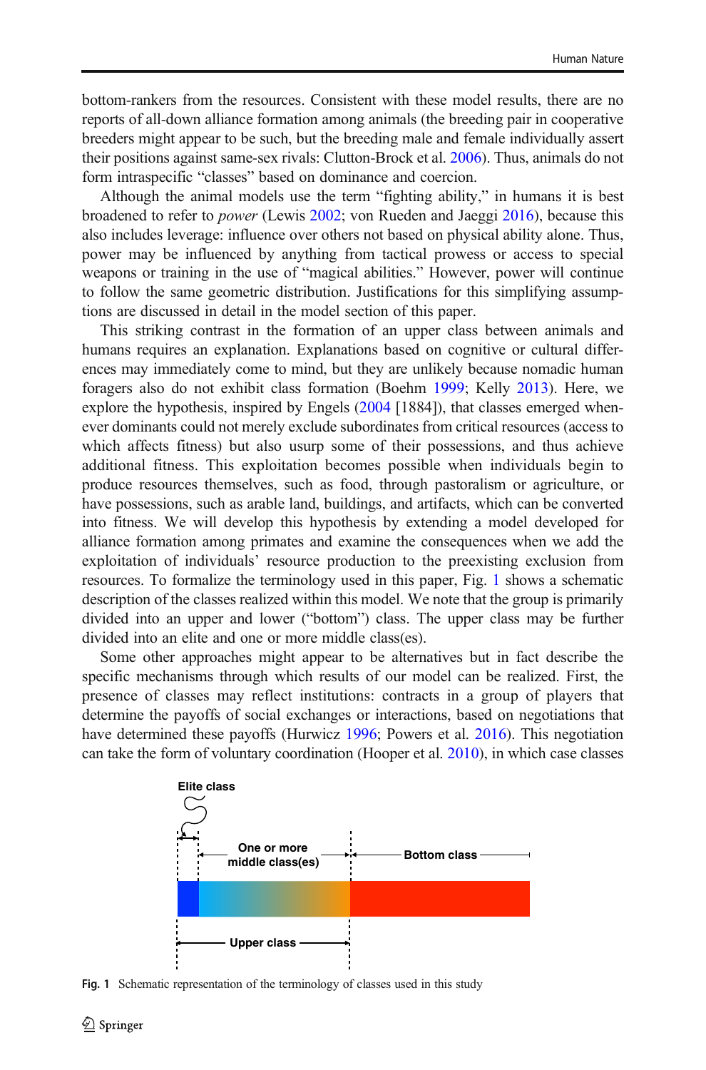bottom-rankers from the resources. Consistent with these model results, there are no reports of all-down alliance formation among animals (the breeding pair in cooperative breeders might appear to be such, but the breeding male and female individually assert their positions against same-sex rivals: Clutton-Brock et al. 2006). Thus, animals do not form intraspecific "classes" based on dominance and coercion.

Although the animal models use the term "fighting ability," in humans it is best broadened to refer to *power* (Lewis 2002; von Rueden and Jaeggi 2016), because this also includes leverage: influence over others not based on physical ability alone. Thus, power may be influenced by anything from tactical prowess or access to special weapons or training in the use of "magical abilities." However, power will continue to follow the same geometric distribution. Justifications for this simplifying assumptions are discussed in detail in the model section of this paper.

This striking contrast in the formation of an upper class between animals and humans requires an explanation. Explanations based on cognitive or cultural differences may immediately come to mind, but they are unlikely because nomadic human foragers also do not exhibit class formation (Boehm 1999; Kelly 2013). Here, we explore the hypothesis, inspired by Engels (2004 [1884]), that classes emerged whenever dominants could not merely exclude subordinates from critical resources (access to which affects fitness) but also usurp some of their possessions, and thus achieve additional fitness. This exploitation becomes possible when individuals begin to produce resources themselves, such as food, through pastoralism or agriculture, or have possessions, such as arable land, buildings, and artifacts, which can be converted into fitness. We will develop this hypothesis by extending a model developed for alliance formation among primates and examine the consequences when we add the exploitation of individuals' resource production to the preexisting exclusion from resources. To formalize the terminology used in this paper, Fig. 1 shows a schematic description of the classes realized within this model. We note that the group is primarily divided into an upper and lower ("bottom") class. The upper class may be further divided into an elite and one or more middle class(es).

Some other approaches might appear to be alternatives but in fact describe the specific mechanisms through which results of our model can be realized. First, the presence of classes may reflect institutions: contracts in a group of players that determine the payoffs of social exchanges or interactions, based on negotiations that have determined these payoffs (Hurwicz 1996; Powers et al. 2016). This negotiation can take the form of voluntary coordination (Hooper et al. 2010), in which case classes

Elite class | One or more middle class(es) | Bottom class | Upper class

**Fig. 1** Schematic representation of the terminology of classes used in this study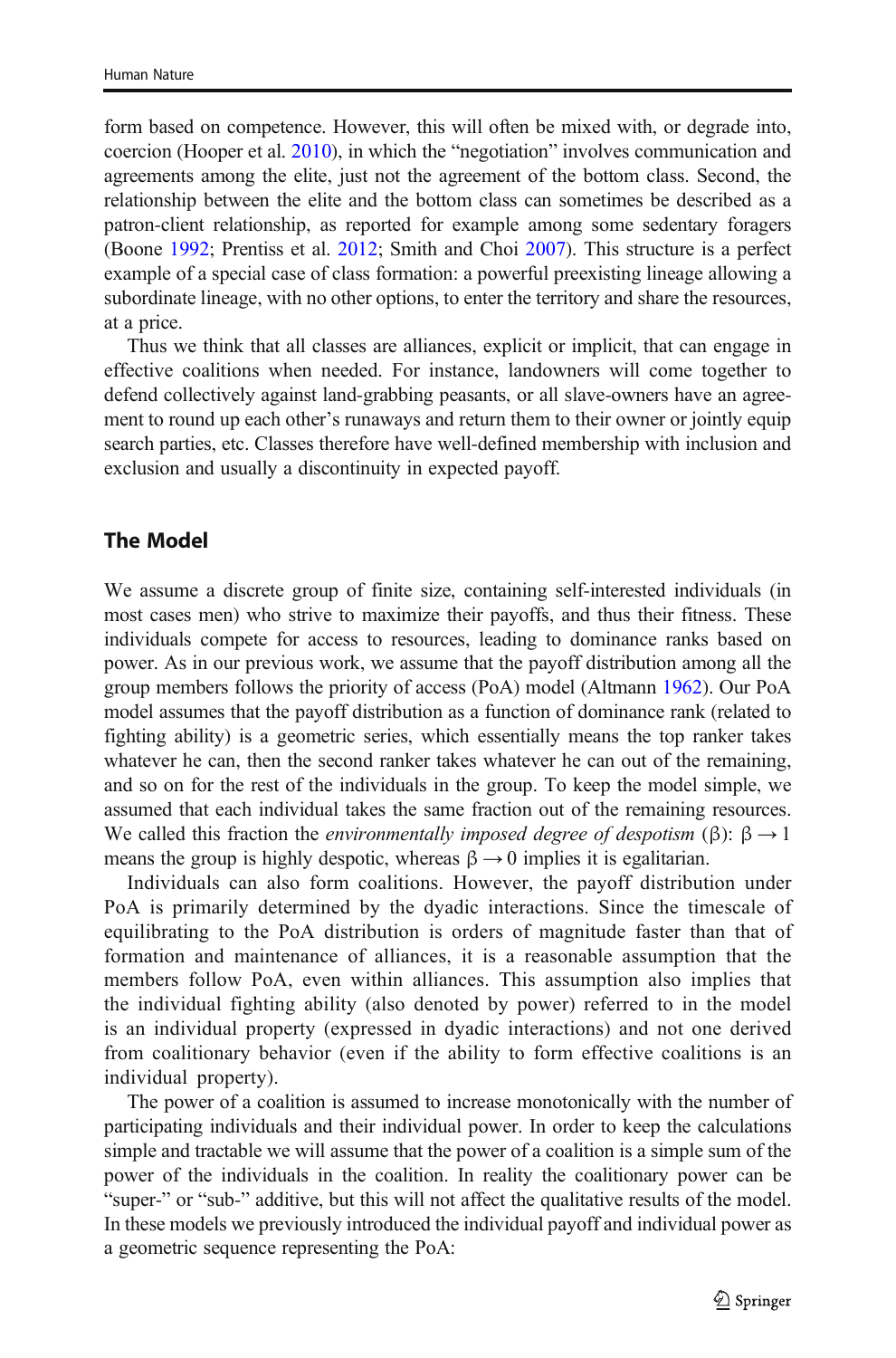form based on competence. However, this will often be mixed with, or degrade into, coercion (Hooper et al. 2010), in which the "negotiation" involves communication and agreements among the elite, just not the agreement of the bottom class. Second, the relationship between the elite and the bottom class can sometimes be described as a patron-client relationship, as reported for example among some sedentary foragers (Boone 1992; Prentiss et al. 2012; Smith and Choi 2007). This structure is a perfect example of a special case of class formation: a powerful preexisting lineage allowing a subordinate lineage, with no other options, to enter the territory and share the resources, at a price.

Thus we think that all classes are alliances, explicit or implicit, that can engage in effective coalitions when needed. For instance, landowners will come together to defend collectively against land-grabbing peasants, or all slave-owners have an agreement to round up each other's runaways and return them to their owner or jointly equip search parties, etc. Classes therefore have well-defined membership with inclusion and exclusion and usually a discontinuity in expected payoff.

## The Model

We assume a discrete group of finite size, containing self-interested individuals (in most cases men) who strive to maximize their payoffs, and thus their fitness. These individuals compete for access to resources, leading to dominance ranks based on power. As in our previous work, we assume that the payoff distribution among all the group members follows the priority of access (PoA) model (Altmann 1962). Our PoA model assumes that the payoff distribution as a function of dominance rank (related to fighting ability) is a geometric series, which essentially means the top ranker takes whatever he can, then the second ranker takes whatever he can out of the remaining, and so on for the rest of the individuals in the group. To keep the model simple, we assumed that each individual takes the same fraction out of the remaining resources. We called this fraction the *environmentally imposed degree of despotism* ($\beta$): $\beta \rightarrow 1$ means the group is highly despotic, whereas $\beta \rightarrow 0$ implies it is egalitarian.

Individuals can also form coalitions. However, the payoff distribution under PoA is primarily determined by the dyadic interactions. Since the timescale of equilibrating to the PoA distribution is orders of magnitude faster than that of formation and maintenance of alliances, it is a reasonable assumption that the members follow PoA, even within alliances. This assumption also implies that the individual fighting ability (also denoted by power) referred to in the model is an individual property (expressed in dyadic interactions) and not one derived from coalitionary behavior (even if the ability to form effective coalitions is an individual property).

The power of a coalition is assumed to increase monotonically with the number of participating individuals and their individual power. In order to keep the calculations simple and tractable we will assume that the power of a coalition is a simple sum of the power of the individuals in the coalition. In reality the coalitionary power can be "super-" or "sub-" additive, but this will not affect the qualitative results of the model. In these models we previously introduced the individual payoff and individual power as a geometric sequence representing the PoA: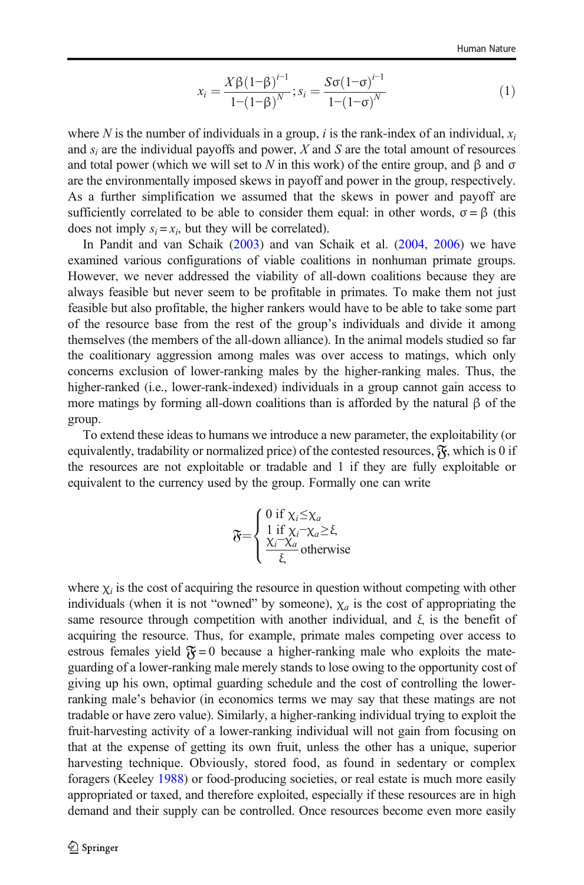$$x_i = \frac{X\beta(1-\beta)^{i-1}}{1-(1-\beta)^N}; s_i = \frac{S\sigma(1-\sigma)^{i-1}}{1-(1-\sigma)^N} \tag{1}$$

where $N$ is the number of individuals in a group, $i$ is the rank-index of an individual, $x_i$ and $s_i$ are the individual payoffs and power, $X$ and $S$ are the total amount of resources and total power (which we will set to $N$ in this work) of the entire group, and $\beta$ and $\sigma$ are the environmentally imposed skews in payoff and power in the group, respectively. As a further simplification we assumed that the skews in power and payoff are sufficiently correlated to be able to consider them equal: in other words, $\sigma = \beta$ (this does not imply $s_i = x_i$, but they will be correlated).

In Pandit and van Schaik (2003) and van Schaik et al. (2004, 2006) we have examined various configurations of viable coalitions in nonhuman primate groups. However, we never addressed the viability of all-down coalitions because they are always feasible but never seem to be profitable in primates. To make them not just feasible but also profitable, the higher rankers would have to be able to take some part of the resource base from the rest of the group's individuals and divide it among themselves (the members of the all-down alliance). In the animal models studied so far the coalitionary aggression among males was over access to matings, which only concerns exclusion of lower-ranking males by the higher-ranking males. Thus, the higher-ranked (i.e., lower-rank-indexed) individuals in a group cannot gain access to more matings by forming all-down coalitions than is afforded by the natural $\beta$ of the group.

To extend these ideas to humans we introduce a new parameter, the exploitability (or equivalently, tradability or normalized price) of the contested resources, $\mathfrak{F}$, which is 0 if the resources are not exploitable or tradable and 1 if they are fully exploitable or equivalent to the currency used by the group. Formally one can write

$$\mathfrak{F} = \begin{cases} 0 \text{ if } \chi_i \leq \chi_a \\ 1 \text{ if } \chi_i - \chi_a \geq \xi \\ \dfrac{\chi_i - \chi_a}{\xi} \text{ otherwise} \end{cases}$$

where $\chi_i$ is the cost of acquiring the resource in question without competing with other individuals (when it is not "owned" by someone), $\chi_a$ is the cost of appropriating the same resource through competition with another individual, and $\xi$ is the benefit of acquiring the resource. Thus, for example, primate males competing over access to estrous females yield $\mathfrak{F} = 0$ because a higher-ranking male who exploits the mate-guarding of a lower-ranking male merely stands to lose owing to the opportunity cost of giving up his own, optimal guarding schedule and the cost of controlling the lower-ranking male's behavior (in economics terms we may say that these matings are not tradable or have zero value). Similarly, a higher-ranking individual trying to exploit the fruit-harvesting activity of a lower-ranking individual will not gain from focusing on that at the expense of getting its own fruit, unless the other has a unique, superior harvesting technique. Obviously, stored food, as found in sedentary or complex foragers (Keeley 1988) or food-producing societies, or real estate is much more easily appropriated or taxed, and therefore exploited, especially if these resources are in high demand and their supply can be controlled. Once resources become even more easily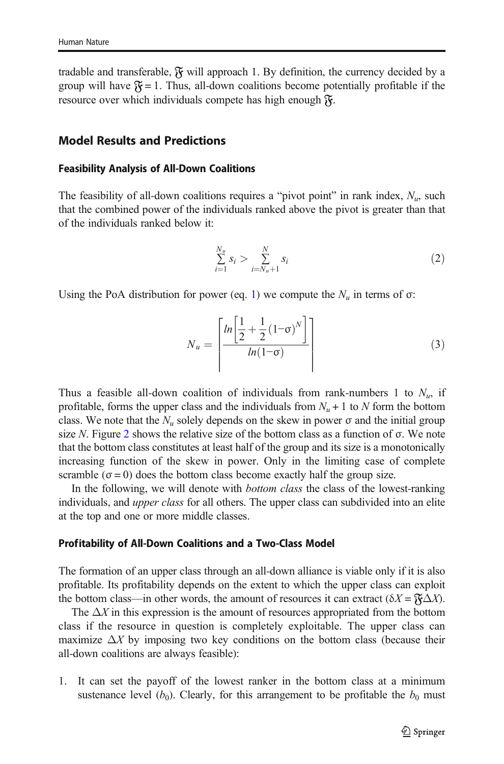tradable and transferable, $\mathfrak{F}$ will approach 1. By definition, the currency decided by a group will have $\mathfrak{F} = 1$. Thus, all-down coalitions become potentially profitable if the resource over which individuals compete has high enough $\mathfrak{F}$.

## Model Results and Predictions

### Feasibility Analysis of All-Down Coalitions

The feasibility of all-down coalitions requires a "pivot point" in rank index, $N_u$, such that the combined power of the individuals ranked above the pivot is greater than that of the individuals ranked below it:

$$\sum_{i=1}^{N_u} s_i > \sum_{i=N_u+1}^{N} s_i \tag{2}$$

Using the PoA distribution for power (eq. 1) we compute the $N_u$ in terms of σ:

$$N_u = \left\lceil \frac{ln\left[\frac{1}{2} + \frac{1}{2}(1-\sigma)^N\right]}{ln(1-\sigma)} \right\rceil \tag{3}$$

Thus a feasible all-down coalition of individuals from rank-numbers 1 to $N_u$, if profitable, forms the upper class and the individuals from $N_u + 1$ to $N$ form the bottom class. We note that the $N_u$ solely depends on the skew in power σ and the initial group size $N$. Figure 2 shows the relative size of the bottom class as a function of σ. We note that the bottom class constitutes at least half of the group and its size is a monotonically increasing function of the skew in power. Only in the limiting case of complete scramble ($\sigma = 0$) does the bottom class become exactly half the group size.

In the following, we will denote with *bottom class* the class of the lowest-ranking individuals, and *upper class* for all others. The upper class can subdivided into an elite at the top and one or more middle classes.

### Profitability of All-Down Coalitions and a Two-Class Model

The formation of an upper class through an all-down alliance is viable only if it is also profitable. Its profitability depends on the extent to which the upper class can exploit the bottom class—in other words, the amount of resources it can extract ($\delta X = \mathfrak{F}\Delta X$).

The $\Delta X$ in this expression is the amount of resources appropriated from the bottom class if the resource in question is completely exploitable. The upper class can maximize $\Delta X$ by imposing two key conditions on the bottom class (because their all-down coalitions are always feasible):

1. It can set the payoff of the lowest ranker in the bottom class at a minimum sustenance level ($b_0$). Clearly, for this arrangement to be profitable the $b_0$ must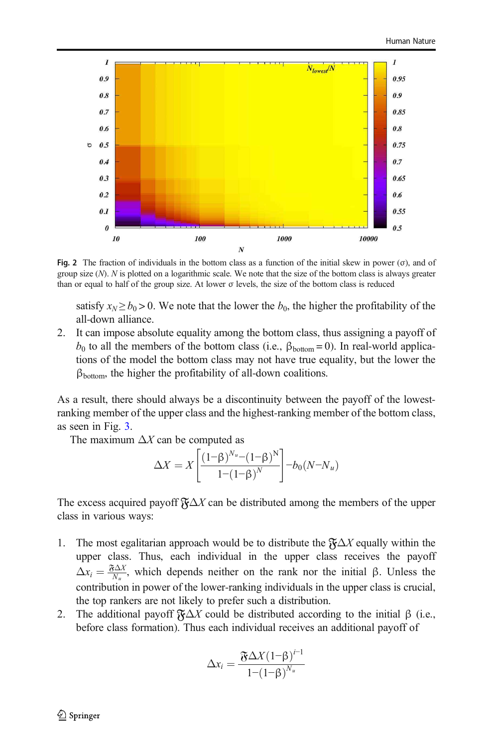Fig. 2 The fraction of individuals in the bottom class as a function of the initial skew in power (σ), and of group size (N). N is plotted on a logarithmic scale. We note that the size of the bottom class is always greater than or equal to half of the group size. At lower σ levels, the size of the bottom class is reduced

satisfy $x_N \geq b_0 > 0$. We note that the lower the $b_0$, the higher the profitability of the all-down alliance.

2. It can impose absolute equality among the bottom class, thus assigning a payoff of $b_0$ to all the members of the bottom class (i.e., $\beta_{\text{bottom}} = 0$). In real-world applications of the model the bottom class may not have true equality, but the lower the $\beta_{\text{bottom}}$, the higher the profitability of all-down coalitions.

As a result, there should always be a discontinuity between the payoff of the lowest-ranking member of the upper class and the highest-ranking member of the bottom class, as seen in Fig. 3.

The maximum $\Delta X$ can be computed as

$$\Delta X = X\left[\frac{(1-\beta)^{N_u}-(1-\beta)^{N}}{1-(1-\beta)^{N}}\right]-b_0(N-N_u)$$

The excess acquired payoff $\mathfrak{F}\Delta X$ can be distributed among the members of the upper class in various ways:

1. The most egalitarian approach would be to distribute the $\mathfrak{F}\Delta X$ equally within the upper class. Thus, each individual in the upper class receives the payoff $\Delta x_i = \frac{\mathfrak{F}\Delta X}{N_u}$, which depends neither on the rank nor the initial β. Unless the contribution in power of the lower-ranking individuals in the upper class is crucial, the top rankers are not likely to prefer such a distribution.
2. The additional payoff $\mathfrak{F}\Delta X$ could be distributed according to the initial β (i.e., before class formation). Thus each individual receives an additional payoff of

$$\Delta x_i = \frac{\mathfrak{F}\Delta X(1-\beta)^{i-1}}{1-(1-\beta)^{N_u}}$$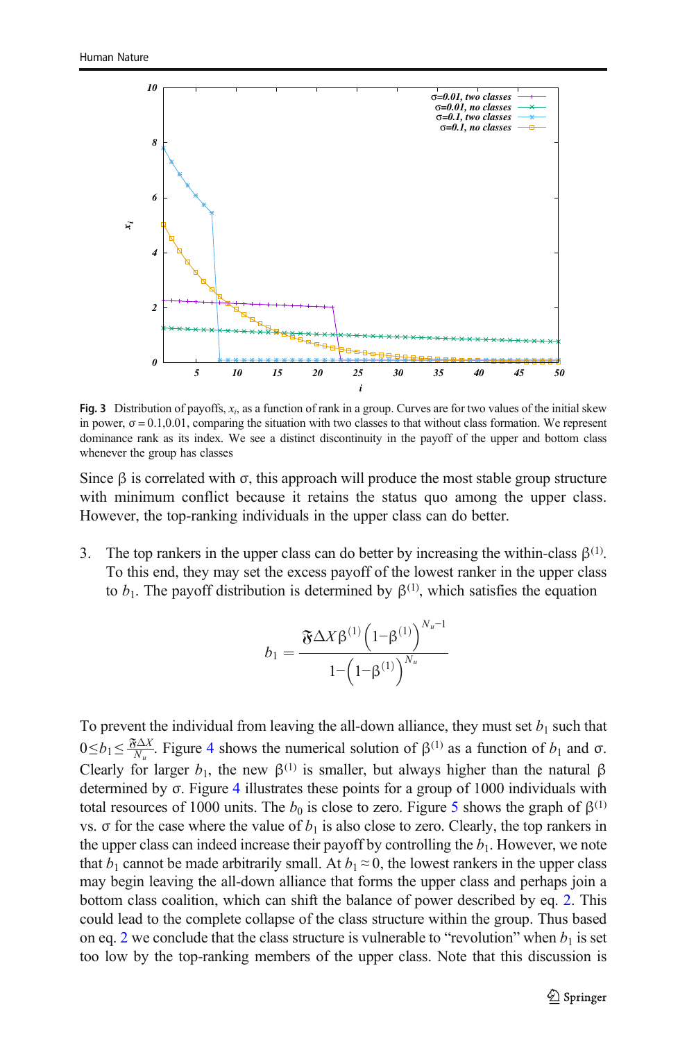Fig. 3 Distribution of payoffs, $x_i$, as a function of rank in a group. Curves are for two values of the initial skew in power, $\sigma = 0.1, 0.01$, comparing the situation with two classes to that without class formation. We represent dominance rank as its index. We see a distinct discontinuity in the payoff of the upper and bottom class whenever the group has classes

Since β is correlated with σ, this approach will produce the most stable group structure with minimum conflict because it retains the status quo among the upper class. However, the top-ranking individuals in the upper class can do better.

3. The top rankers in the upper class can do better by increasing the within-class $\beta^{(1)}$. To this end, they may set the excess payoff of the lowest ranker in the upper class to $b_1$. The payoff distribution is determined by $\beta^{(1)}$, which satisfies the equation

$$b_1 = \frac{\mathfrak{F}\Delta X \beta^{(1)} \left(1-\beta^{(1)}\right)^{N_u - 1}}{1-\left(1-\beta^{(1)}\right)^{N_u}}$$

To prevent the individual from leaving the all-down alliance, they must set $b_1$ such that $0 \leq b_1 \leq \frac{\mathfrak{F}\Delta X}{N_u}$. Figure 4 shows the numerical solution of $\beta^{(1)}$ as a function of $b_1$ and σ. Clearly for larger $b_1$, the new $\beta^{(1)}$ is smaller, but always higher than the natural β determined by σ. Figure 4 illustrates these points for a group of 1000 individuals with total resources of 1000 units. The $b_0$ is close to zero. Figure 5 shows the graph of $\beta^{(1)}$ vs. σ for the case where the value of $b_1$ is also close to zero. Clearly, the top rankers in the upper class can indeed increase their payoff by controlling the $b_1$. However, we note that $b_1$ cannot be made arbitrarily small. At $b_1 \approx 0$, the lowest rankers in the upper class may begin leaving the all-down alliance that forms the upper class and perhaps join a bottom class coalition, which can shift the balance of power described by eq. 2. This could lead to the complete collapse of the class structure within the group. Thus based on eq. 2 we conclude that the class structure is vulnerable to "revolution" when $b_1$ is set too low by the top-ranking members of the upper class. Note that this discussion is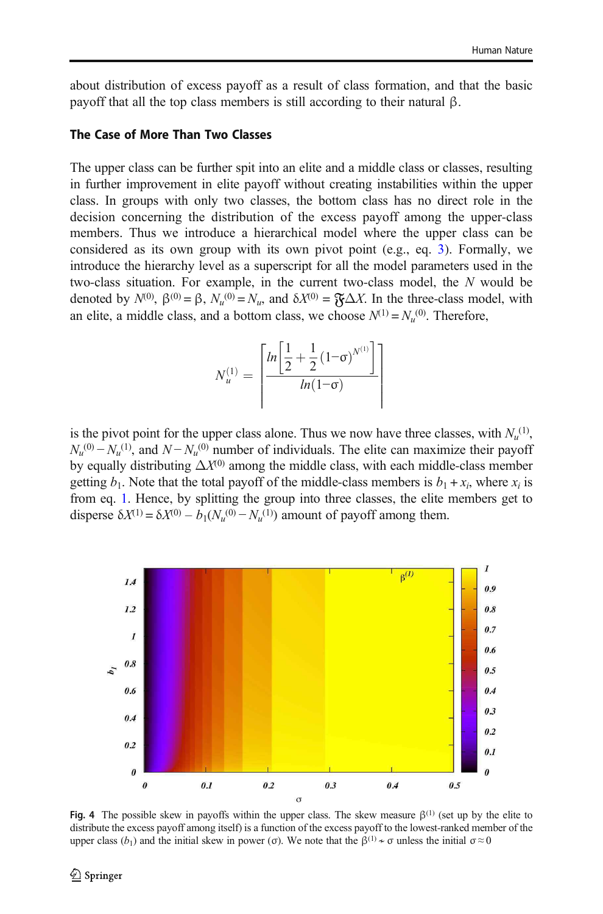about distribution of excess payoff as a result of class formation, and that the basic payoff that all the top class members is still according to their natural β.

### The Case of More Than Two Classes

The upper class can be further spit into an elite and a middle class or classes, resulting in further improvement in elite payoff without creating instabilities within the upper class. In groups with only two classes, the bottom class has no direct role in the decision concerning the distribution of the excess payoff among the upper-class members. Thus we introduce a hierarchical model where the upper class can be considered as its own group with its own pivot point (e.g., eq. 3). Formally, we introduce the hierarchy level as a superscript for all the model parameters used in the two-class situation. For example, in the current two-class model, the $N$ would be denoted by $N^{(0)}$, $\beta^{(0)} = \beta$, $N_u^{(0)} = N_u$, and $\delta X^{(0)} = \mathfrak{F}\Delta X$. In the three-class model, with an elite, a middle class, and a bottom class, we choose $N^{(1)} = N_u^{(0)}$. Therefore,

$$N_u^{(1)} = \left\lceil \frac{ln\left[\frac{1}{2} + \frac{1}{2}(1-\sigma)^{N^{(1)}}\right]}{ln(1-\sigma)} \right\rceil$$

is the pivot point for the upper class alone. Thus we now have three classes, with $N_u^{(1)}$, $N_u^{(0)} - N_u^{(1)}$, and $N - N_u^{(0)}$ number of individuals. The elite can maximize their payoff by equally distributing $\Delta X^{(0)}$ among the middle class, with each middle-class member getting $b_1$. Note that the total payoff of the middle-class members is $b_1 + x_i$, where $x_i$ is from eq. 1. Hence, by splitting the group into three classes, the elite members get to disperse $\delta X^{(1)} = \delta X^{(0)} - b_1(N_u^{(0)} - N_u^{(1)})$ amount of payoff among them.

Fig. 4 The possible skew in payoffs within the upper class. The skew measure $\beta^{(1)}$ (set up by the elite to distribute the excess payoff among itself) is a function of the excess payoff to the lowest-ranked member of the upper class ($b_1$) and the initial skew in power (σ). We note that the $\beta^{(1)} \nsim \sigma$ unless the initial $\sigma \approx 0$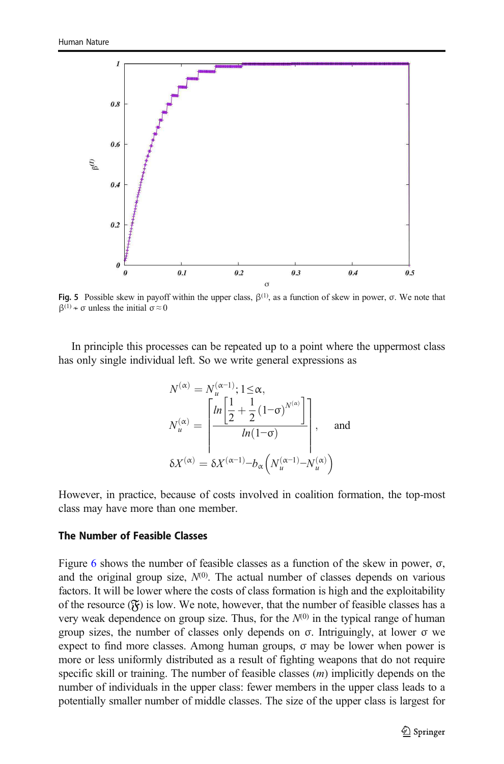Fig. 5 Possible skew in payoff within the upper class, $\beta^{(1)}$, as a function of skew in power, σ. We note that $\beta^{(1)} \nsim \sigma$ unless the initial $\sigma \approx 0$

In principle this processes can be repeated up to a point where the uppermost class has only single individual left. So we write general expressions as

$$N^{(\alpha)} = N_u^{(\alpha-1)}; 1 \leq \alpha,$$

$$N_u^{(\alpha)} = \left\lceil \frac{ln\left[\frac{1}{2} + \frac{1}{2}(1-\sigma)^{N^{(\alpha)}}\right]}{ln(1-\sigma)} \right\rceil, \quad \text{and}$$

$$\delta X^{(\alpha)} = \delta X^{(\alpha-1)} - b_\alpha\left(N_u^{(\alpha-1)} - N_u^{(\alpha)}\right)$$

However, in practice, because of costs involved in coalition formation, the top-most class may have more than one member.

### The Number of Feasible Classes

Figure 6 shows the number of feasible classes as a function of the skew in power, σ, and the original group size, $N^{(0)}$. The actual number of classes depends on various factors. It will be lower where the costs of class formation is high and the exploitability of the resource ($\mathfrak{F}$) is low. We note, however, that the number of feasible classes has a very weak dependence on group size. Thus, for the $N^{(0)}$ in the typical range of human group sizes, the number of classes only depends on σ. Intriguingly, at lower σ we expect to find more classes. Among human groups, σ may be lower when power is more or less uniformly distributed as a result of fighting weapons that do not require specific skill or training. The number of feasible classes ($m$) implicitly depends on the number of individuals in the upper class: fewer members in the upper class leads to a potentially smaller number of middle classes. The size of the upper class is largest for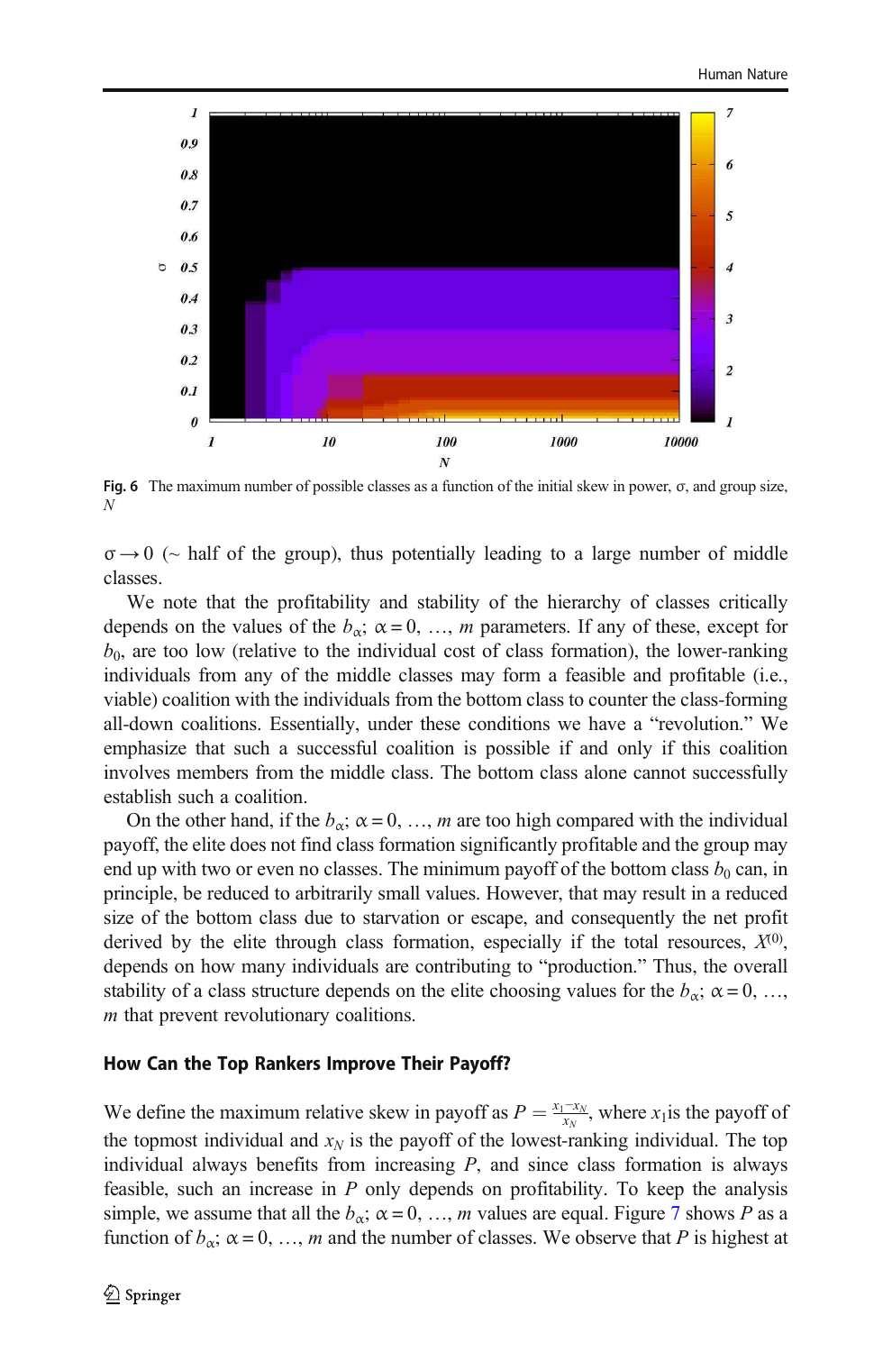Fig. 6 The maximum number of possible classes as a function of the initial skew in power, σ, and group size, $N$

$\sigma \rightarrow 0$ (~ half of the group), thus potentially leading to a large number of middle classes.

We note that the profitability and stability of the hierarchy of classes critically depends on the values of the $b_\alpha$; $\alpha = 0, \ldots, m$ parameters. If any of these, except for $b_0$, are too low (relative to the individual cost of class formation), the lower-ranking individuals from any of the middle classes may form a feasible and profitable (i.e., viable) coalition with the individuals from the bottom class to counter the class-forming all-down coalitions. Essentially, under these conditions we have a "revolution." We emphasize that such a successful coalition is possible if and only if this coalition involves members from the middle class. The bottom class alone cannot successfully establish such a coalition.

On the other hand, if the $b_\alpha$; $\alpha = 0, \ldots, m$ are too high compared with the individual payoff, the elite does not find class formation significantly profitable and the group may end up with two or even no classes. The minimum payoff of the bottom class $b_0$ can, in principle, be reduced to arbitrarily small values. However, that may result in a reduced size of the bottom class due to starvation or escape, and consequently the net profit derived by the elite through class formation, especially if the total resources, $X^{(0)}$, depends on how many individuals are contributing to "production." Thus, the overall stability of a class structure depends on the elite choosing values for the $b_\alpha$; $\alpha = 0, \ldots, m$ that prevent revolutionary coalitions.

## How Can the Top Rankers Improve Their Payoff?

We define the maximum relative skew in payoff as $P = \frac{x_1 - x_N}{x_N}$, where $x_1$ is the payoff of the topmost individual and $x_N$ is the payoff of the lowest-ranking individual. The top individual always benefits from increasing $P$, and since class formation is always feasible, such an increase in $P$ only depends on profitability. To keep the analysis simple, we assume that all the $b_\alpha$; $\alpha = 0, \ldots, m$ values are equal. Figure 7 shows $P$ as a function of $b_\alpha$; $\alpha = 0, \ldots, m$ and the number of classes. We observe that $P$ is highest at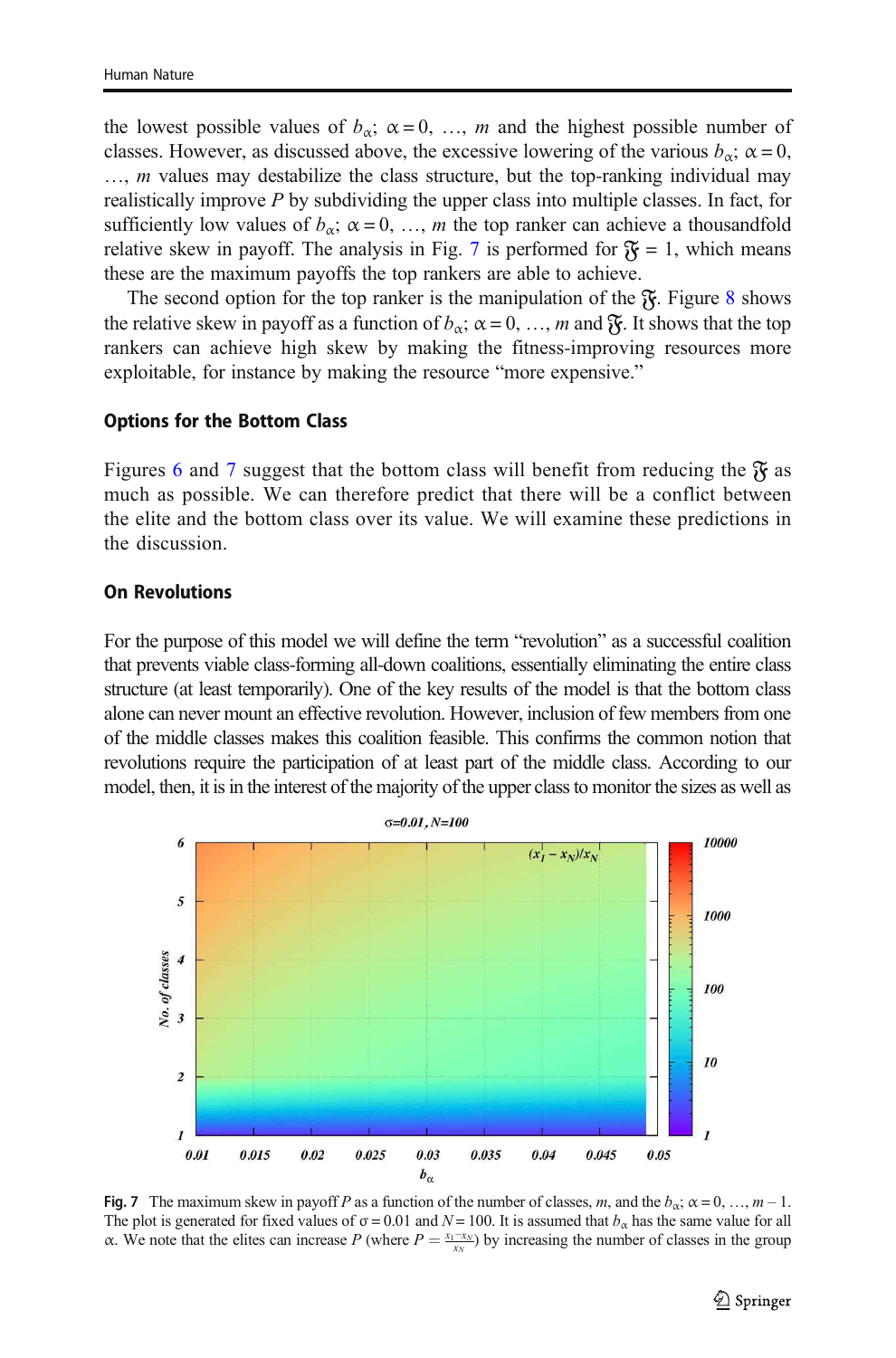the lowest possible values of $b_\alpha$; $\alpha = 0, \ldots, m$ and the highest possible number of classes. However, as discussed above, the excessive lowering of the various $b_\alpha$; $\alpha = 0, \ldots, m$ values may destabilize the class structure, but the top-ranking individual may realistically improve $P$ by subdividing the upper class into multiple classes. In fact, for sufficiently low values of $b_\alpha$; $\alpha = 0, \ldots, m$ the top ranker can achieve a thousandfold relative skew in payoff. The analysis in Fig. 7 is performed for $\mathfrak{F} = 1$, which means these are the maximum payoffs the top rankers are able to achieve.

The second option for the top ranker is the manipulation of the $\mathfrak{F}$. Figure 8 shows the relative skew in payoff as a function of $b_\alpha$; $\alpha = 0, \ldots, m$ and $\mathfrak{F}$. It shows that the top rankers can achieve high skew by making the fitness-improving resources more exploitable, for instance by making the resource "more expensive."

### Options for the Bottom Class

Figures 6 and 7 suggest that the bottom class will benefit from reducing the $\mathfrak{F}$ as much as possible. We can therefore predict that there will be a conflict between the elite and the bottom class over its value. We will examine these predictions in the discussion.

### On Revolutions

For the purpose of this model we will define the term "revolution" as a successful coalition that prevents viable class-forming all-down coalitions, essentially eliminating the entire class structure (at least temporarily). One of the key results of the model is that the bottom class alone can never mount an effective revolution. However, inclusion of few members from one of the middle classes makes this coalition feasible. This confirms the common notion that revolutions require the participation of at least part of the middle class. According to our model, then, it is in the interest of the majority of the upper class to monitor the sizes as well as

**Fig. 7** The maximum skew in payoff $P$ as a function of the number of classes, $m$, and the $b_\alpha$; $\alpha = 0, \ldots, m-1$. The plot is generated for fixed values of $\sigma = 0.01$ and $N = 100$. It is assumed that $b_\alpha$ has the same value for all $\alpha$. We note that the elites can increase $P$ (where $P = \frac{x_1 - x_N}{x_N}$) by increasing the number of classes in the group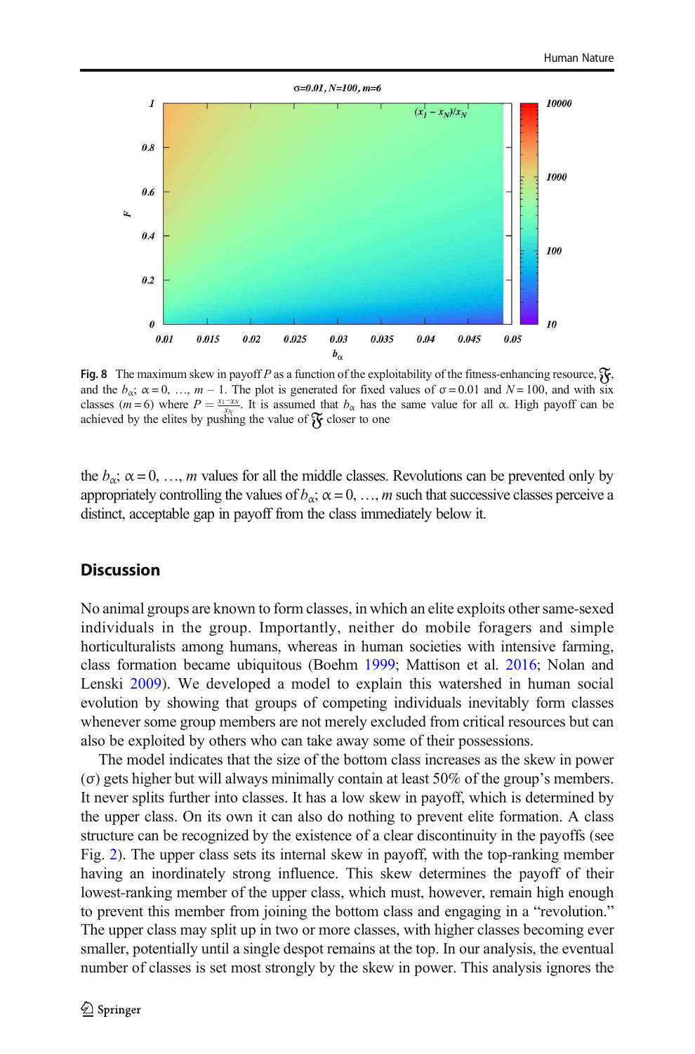Fig. 8 The maximum skew in payoff $P$ as a function of the exploitability of the fitness-enhancing resource, $\mathfrak{F}$, and the $b_\alpha$; $\alpha = 0, \ldots, m-1$. The plot is generated for fixed values of $\sigma = 0.01$ and $N = 100$, and with six classes ($m = 6$) where $P = \frac{x_1 - x_N}{x_N}$. It is assumed that $b_\alpha$ has the same value for all $\alpha$. High payoff can be achieved by the elites by pushing the value of $\mathfrak{F}$ closer to one

the $b_\alpha$; $\alpha = 0, \ldots, m$ values for all the middle classes. Revolutions can be prevented only by appropriately controlling the values of $b_\alpha$; $\alpha = 0, \ldots, m$ such that successive classes perceive a distinct, acceptable gap in payoff from the class immediately below it.

## Discussion

No animal groups are known to form classes, in which an elite exploits other same-sexed individuals in the group. Importantly, neither do mobile foragers and simple horticulturalists among humans, whereas in human societies with intensive farming, class formation became ubiquitous (Boehm 1999; Mattison et al. 2016; Nolan and Lenski 2009). We developed a model to explain this watershed in human social evolution by showing that groups of competing individuals inevitably form classes whenever some group members are not merely excluded from critical resources but can also be exploited by others who can take away some of their possessions.

The model indicates that the size of the bottom class increases as the skew in power ($\sigma$) gets higher but will always minimally contain at least 50% of the group's members. It never splits further into classes. It has a low skew in payoff, which is determined by the upper class. On its own it can also do nothing to prevent elite formation. A class structure can be recognized by the existence of a clear discontinuity in the payoffs (see Fig. 2). The upper class sets its internal skew in payoff, with the top-ranking member having an inordinately strong influence. This skew determines the payoff of their lowest-ranking member of the upper class, which must, however, remain high enough to prevent this member from joining the bottom class and engaging in a "revolution." The upper class may split up in two or more classes, with higher classes becoming ever smaller, potentially until a single despot remains at the top. In our analysis, the eventual number of classes is set most strongly by the skew in power. This analysis ignores the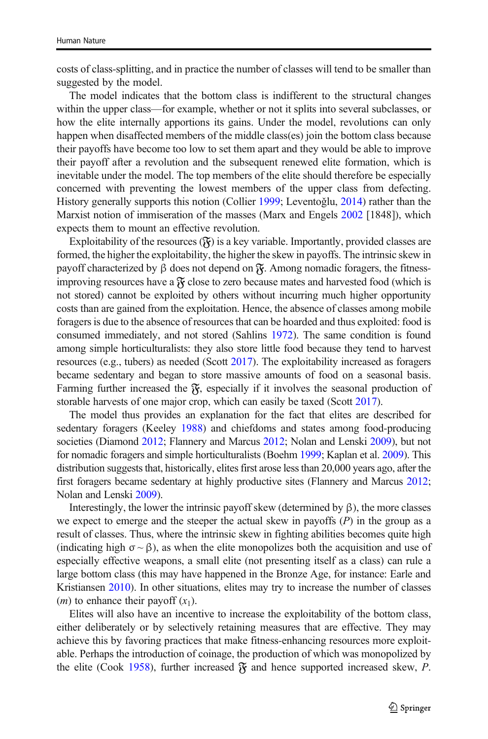costs of class-splitting, and in practice the number of classes will tend to be smaller than suggested by the model.

The model indicates that the bottom class is indifferent to the structural changes within the upper class—for example, whether or not it splits into several subclasses, or how the elite internally apportions its gains. Under the model, revolutions can only happen when disaffected members of the middle class(es) join the bottom class because their payoffs have become too low to set them apart and they would be able to improve their payoff after a revolution and the subsequent renewed elite formation, which is inevitable under the model. The top members of the elite should therefore be especially concerned with preventing the lowest members of the upper class from defecting. History generally supports this notion (Collier 1999; Leventoğlu, 2014) rather than the Marxist notion of immiseration of the masses (Marx and Engels 2002 [1848]), which expects them to mount an effective revolution.

Exploitability of the resources ($\mathfrak{F}$) is a key variable. Importantly, provided classes are formed, the higher the exploitability, the higher the skew in payoffs. The intrinsic skew in payoff characterized by $\beta$ does not depend on $\mathfrak{F}$. Among nomadic foragers, the fitness-improving resources have a $\mathfrak{F}$ close to zero because mates and harvested food (which is not stored) cannot be exploited by others without incurring much higher opportunity costs than are gained from the exploitation. Hence, the absence of classes among mobile foragers is due to the absence of resources that can be hoarded and thus exploited: food is consumed immediately, and not stored (Sahlins 1972). The same condition is found among simple horticulturalists: they also store little food because they tend to harvest resources (e.g., tubers) as needed (Scott 2017). The exploitability increased as foragers became sedentary and began to store massive amounts of food on a seasonal basis. Farming further increased the $\mathfrak{F}$, especially if it involves the seasonal production of storable harvests of one major crop, which can easily be taxed (Scott 2017).

The model thus provides an explanation for the fact that elites are described for sedentary foragers (Keeley 1988) and chiefdoms and states among food-producing societies (Diamond 2012; Flannery and Marcus 2012; Nolan and Lenski 2009), but not for nomadic foragers and simple horticulturalists (Boehm 1999; Kaplan et al. 2009). This distribution suggests that, historically, elites first arose less than 20,000 years ago, after the first foragers became sedentary at highly productive sites (Flannery and Marcus 2012; Nolan and Lenski 2009).

Interestingly, the lower the intrinsic payoff skew (determined by $\beta$), the more classes we expect to emerge and the steeper the actual skew in payoffs ($P$) in the group as a result of classes. Thus, where the intrinsic skew in fighting abilities becomes quite high (indicating high $\sigma \sim \beta$), as when the elite monopolizes both the acquisition and use of especially effective weapons, a small elite (not presenting itself as a class) can rule a large bottom class (this may have happened in the Bronze Age, for instance: Earle and Kristiansen 2010). In other situations, elites may try to increase the number of classes ($m$) to enhance their payoff ($x_1$).

Elites will also have an incentive to increase the exploitability of the bottom class, either deliberately or by selectively retaining measures that are effective. They may achieve this by favoring practices that make fitness-enhancing resources more exploitable. Perhaps the introduction of coinage, the production of which was monopolized by the elite (Cook 1958), further increased $\mathfrak{F}$ and hence supported increased skew, $P$.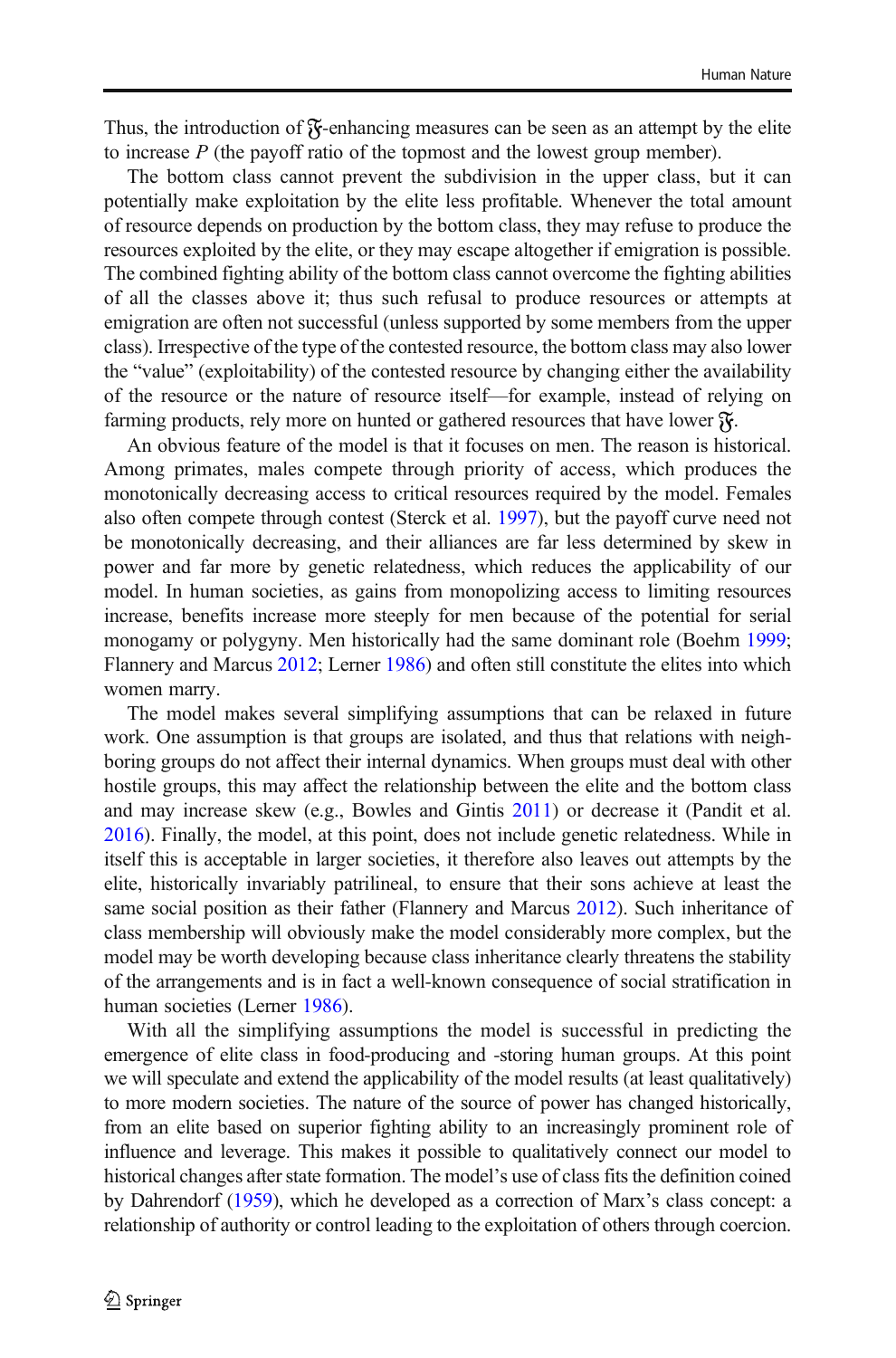Thus, the introduction of $\mathfrak{F}$-enhancing measures can be seen as an attempt by the elite to increase $P$ (the payoff ratio of the topmost and the lowest group member).

The bottom class cannot prevent the subdivision in the upper class, but it can potentially make exploitation by the elite less profitable. Whenever the total amount of resource depends on production by the bottom class, they may refuse to produce the resources exploited by the elite, or they may escape altogether if emigration is possible. The combined fighting ability of the bottom class cannot overcome the fighting abilities of all the classes above it; thus such refusal to produce resources or attempts at emigration are often not successful (unless supported by some members from the upper class). Irrespective of the type of the contested resource, the bottom class may also lower the "value" (exploitability) of the contested resource by changing either the availability of the resource or the nature of resource itself—for example, instead of relying on farming products, rely more on hunted or gathered resources that have lower $\mathfrak{F}$.

An obvious feature of the model is that it focuses on men. The reason is historical. Among primates, males compete through priority of access, which produces the monotonically decreasing access to critical resources required by the model. Females also often compete through contest (Sterck et al. 1997), but the payoff curve need not be monotonically decreasing, and their alliances are far less determined by skew in power and far more by genetic relatedness, which reduces the applicability of our model. In human societies, as gains from monopolizing access to limiting resources increase, benefits increase more steeply for men because of the potential for serial monogamy or polygyny. Men historically had the same dominant role (Boehm 1999; Flannery and Marcus 2012; Lerner 1986) and often still constitute the elites into which women marry.

The model makes several simplifying assumptions that can be relaxed in future work. One assumption is that groups are isolated, and thus that relations with neighboring groups do not affect their internal dynamics. When groups must deal with other hostile groups, this may affect the relationship between the elite and the bottom class and may increase skew (e.g., Bowles and Gintis 2011) or decrease it (Pandit et al. 2016). Finally, the model, at this point, does not include genetic relatedness. While in itself this is acceptable in larger societies, it therefore also leaves out attempts by the elite, historically invariably patrilineal, to ensure that their sons achieve at least the same social position as their father (Flannery and Marcus 2012). Such inheritance of class membership will obviously make the model considerably more complex, but the model may be worth developing because class inheritance clearly threatens the stability of the arrangements and is in fact a well-known consequence of social stratification in human societies (Lerner 1986).

With all the simplifying assumptions the model is successful in predicting the emergence of elite class in food-producing and -storing human groups. At this point we will speculate and extend the applicability of the model results (at least qualitatively) to more modern societies. The nature of the source of power has changed historically, from an elite based on superior fighting ability to an increasingly prominent role of influence and leverage. This makes it possible to qualitatively connect our model to historical changes after state formation. The model's use of class fits the definition coined by Dahrendorf (1959), which he developed as a correction of Marx's class concept: a relationship of authority or control leading to the exploitation of others through coercion.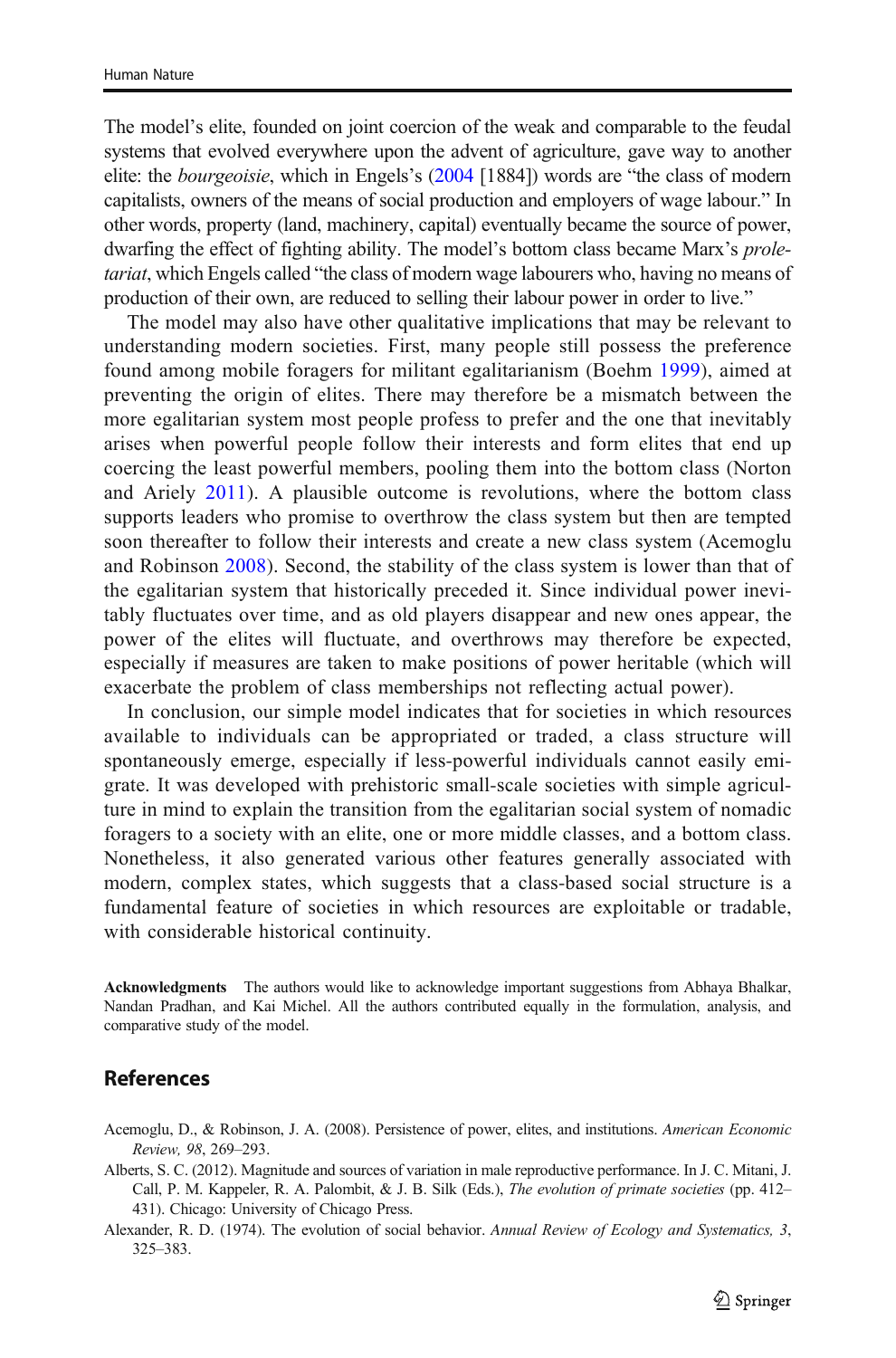The model's elite, founded on joint coercion of the weak and comparable to the feudal systems that evolved everywhere upon the advent of agriculture, gave way to another elite: the *bourgeoisie*, which in Engels's (2004 [1884]) words are "the class of modern capitalists, owners of the means of social production and employers of wage labour." In other words, property (land, machinery, capital) eventually became the source of power, dwarfing the effect of fighting ability. The model's bottom class became Marx's *proletariat*, which Engels called "the class of modern wage labourers who, having no means of production of their own, are reduced to selling their labour power in order to live."

The model may also have other qualitative implications that may be relevant to understanding modern societies. First, many people still possess the preference found among mobile foragers for militant egalitarianism (Boehm 1999), aimed at preventing the origin of elites. There may therefore be a mismatch between the more egalitarian system most people profess to prefer and the one that inevitably arises when powerful people follow their interests and form elites that end up coercing the least powerful members, pooling them into the bottom class (Norton and Ariely 2011). A plausible outcome is revolutions, where the bottom class supports leaders who promise to overthrow the class system but then are tempted soon thereafter to follow their interests and create a new class system (Acemoglu and Robinson 2008). Second, the stability of the class system is lower than that of the egalitarian system that historically preceded it. Since individual power inevitably fluctuates over time, and as old players disappear and new ones appear, the power of the elites will fluctuate, and overthrows may therefore be expected, especially if measures are taken to make positions of power heritable (which will exacerbate the problem of class memberships not reflecting actual power).

In conclusion, our simple model indicates that for societies in which resources available to individuals can be appropriated or traded, a class structure will spontaneously emerge, especially if less-powerful individuals cannot easily emigrate. It was developed with prehistoric small-scale societies with simple agriculture in mind to explain the transition from the egalitarian social system of nomadic foragers to a society with an elite, one or more middle classes, and a bottom class. Nonetheless, it also generated various other features generally associated with modern, complex states, which suggests that a class-based social structure is a fundamental feature of societies in which resources are exploitable or tradable, with considerable historical continuity.

**Acknowledgments** The authors would like to acknowledge important suggestions from Abhaya Bhalkar, Nandan Pradhan, and Kai Michel. All the authors contributed equally in the formulation, analysis, and comparative study of the model.

## References

Acemoglu, D., & Robinson, J. A. (2008). Persistence of power, elites, and institutions. *American Economic Review, 98*, 269–293.

Alberts, S. C. (2012). Magnitude and sources of variation in male reproductive performance. In J. C. Mitani, J. Call, P. M. Kappeler, R. A. Palombit, & J. B. Silk (Eds.), *The evolution of primate societies* (pp. 412–431). Chicago: University of Chicago Press.

Alexander, R. D. (1974). The evolution of social behavior. *Annual Review of Ecology and Systematics, 3*, 325–383.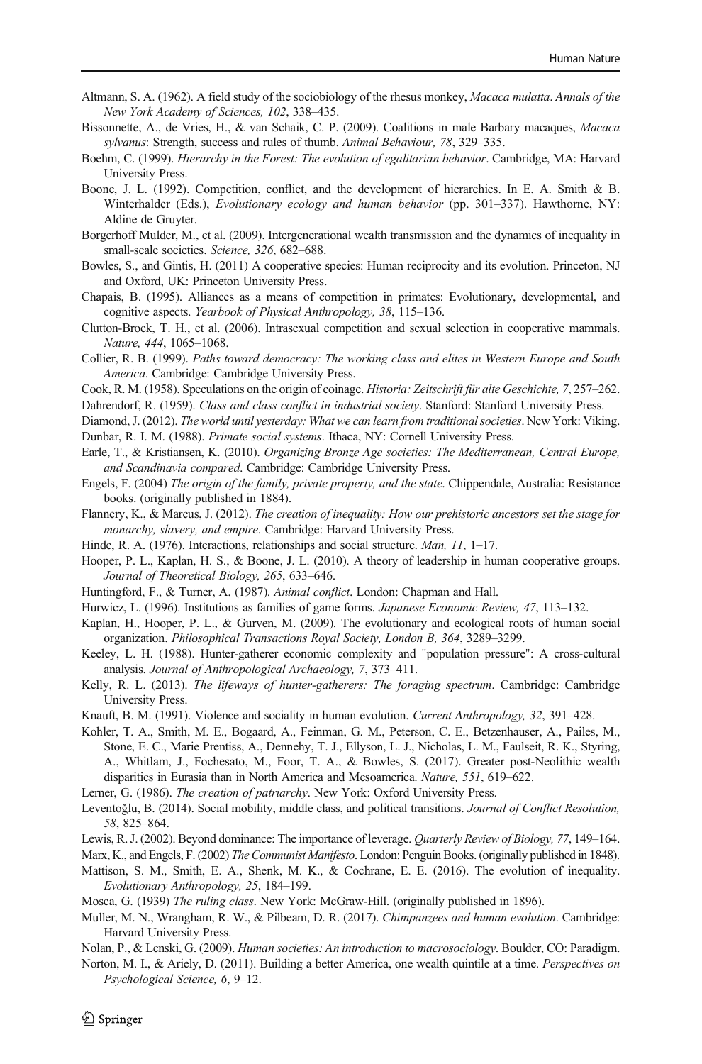Altmann, S. A. (1962). A field study of the sociobiology of the rhesus monkey, *Macaca mulatta*. *Annals of the New York Academy of Sciences, 102*, 338–435.

Bissonnette, A., de Vries, H., & van Schaik, C. P. (2009). Coalitions in male Barbary macaques, *Macaca sylvanus*: Strength, success and rules of thumb. *Animal Behaviour, 78*, 329–335.

Boehm, C. (1999). *Hierarchy in the Forest: The evolution of egalitarian behavior*. Cambridge, MA: Harvard University Press.

Boone, J. L. (1992). Competition, conflict, and the development of hierarchies. In E. A. Smith & B. Winterhalder (Eds.), *Evolutionary ecology and human behavior* (pp. 301–337). Hawthorne, NY: Aldine de Gruyter.

Borgerhoff Mulder, M., et al. (2009). Intergenerational wealth transmission and the dynamics of inequality in small-scale societies. *Science, 326*, 682–688.

Bowles, S., and Gintis, H. (2011) A cooperative species: Human reciprocity and its evolution. Princeton, NJ and Oxford, UK: Princeton University Press.

Chapais, B. (1995). Alliances as a means of competition in primates: Evolutionary, developmental, and cognitive aspects. *Yearbook of Physical Anthropology, 38*, 115–136.

Clutton-Brock, T. H., et al. (2006). Intrasexual competition and sexual selection in cooperative mammals. *Nature, 444*, 1065–1068.

Collier, R. B. (1999). *Paths toward democracy: The working class and elites in Western Europe and South America*. Cambridge: Cambridge University Press.

Cook, R. M. (1958). Speculations on the origin of coinage. *Historia: Zeitschrift für alte Geschichte, 7*, 257–262.

Dahrendorf, R. (1959). *Class and class conflict in industrial society*. Stanford: Stanford University Press.

Diamond, J. (2012). *The world until yesterday: What we can learn from traditional societies*. New York: Viking.

Dunbar, R. I. M. (1988). *Primate social systems*. Ithaca, NY: Cornell University Press.

Earle, T., & Kristiansen, K. (2010). *Organizing Bronze Age societies: The Mediterranean, Central Europe, and Scandinavia compared*. Cambridge: Cambridge University Press.

Engels, F. (2004) *The origin of the family, private property, and the state*. Chippendale, Australia: Resistance books. (originally published in 1884).

Flannery, K., & Marcus, J. (2012). *The creation of inequality: How our prehistoric ancestors set the stage for monarchy, slavery, and empire*. Cambridge: Harvard University Press.

Hinde, R. A. (1976). Interactions, relationships and social structure. *Man, 11*, 1–17.

Hooper, P. L., Kaplan, H. S., & Boone, J. L. (2010). A theory of leadership in human cooperative groups. *Journal of Theoretical Biology, 265*, 633–646.

Huntingford, F., & Turner, A. (1987). *Animal conflict*. London: Chapman and Hall.

Hurwicz, L. (1996). Institutions as families of game forms. *Japanese Economic Review, 47*, 113–132.

Kaplan, H., Hooper, P. L., & Gurven, M. (2009). The evolutionary and ecological roots of human social organization. *Philosophical Transactions Royal Society, London B, 364*, 3289–3299.

Keeley, L. H. (1988). Hunter-gatherer economic complexity and "population pressure": A cross-cultural analysis. *Journal of Anthropological Archaeology, 7*, 373–411.

Kelly, R. L. (2013). *The lifeways of hunter-gatherers: The foraging spectrum*. Cambridge: Cambridge University Press.

Knauft, B. M. (1991). Violence and sociality in human evolution. *Current Anthropology, 32*, 391–428.

Kohler, T. A., Smith, M. E., Bogaard, A., Feinman, G. M., Peterson, C. E., Betzenhauser, A., Pailes, M., Stone, E. C., Marie Prentiss, A., Dennehy, T. J., Ellyson, L. J., Nicholas, L. M., Faulseit, R. K., Styring, A., Whitlam, J., Fochesato, M., Foor, T. A., & Bowles, S. (2017). Greater post-Neolithic wealth disparities in Eurasia than in North America and Mesoamerica. *Nature, 551*, 619–622.

Lerner, G. (1986). *The creation of patriarchy*. New York: Oxford University Press.

Leventoğlu, B. (2014). Social mobility, middle class, and political transitions. *Journal of Conflict Resolution, 58*, 825–864.

Lewis, R. J. (2002). Beyond dominance: The importance of leverage. *Quarterly Review of Biology, 77*, 149–164.

Marx, K., and Engels, F. (2002) *The Communist Manifesto*. London: Penguin Books. (originally published in 1848).

Mattison, S. M., Smith, E. A., Shenk, M. K., & Cochrane, E. E. (2016). The evolution of inequality. *Evolutionary Anthropology, 25*, 184–199.

Mosca, G. (1939) *The ruling class*. New York: McGraw-Hill. (originally published in 1896).

Muller, M. N., Wrangham, R. W., & Pilbeam, D. R. (2017). *Chimpanzees and human evolution*. Cambridge: Harvard University Press.

Nolan, P., & Lenski, G. (2009). *Human societies: An introduction to macrosociology*. Boulder, CO: Paradigm.

Norton, M. I., & Ariely, D. (2011). Building a better America, one wealth quintile at a time. *Perspectives on Psychological Science, 6*, 9–12.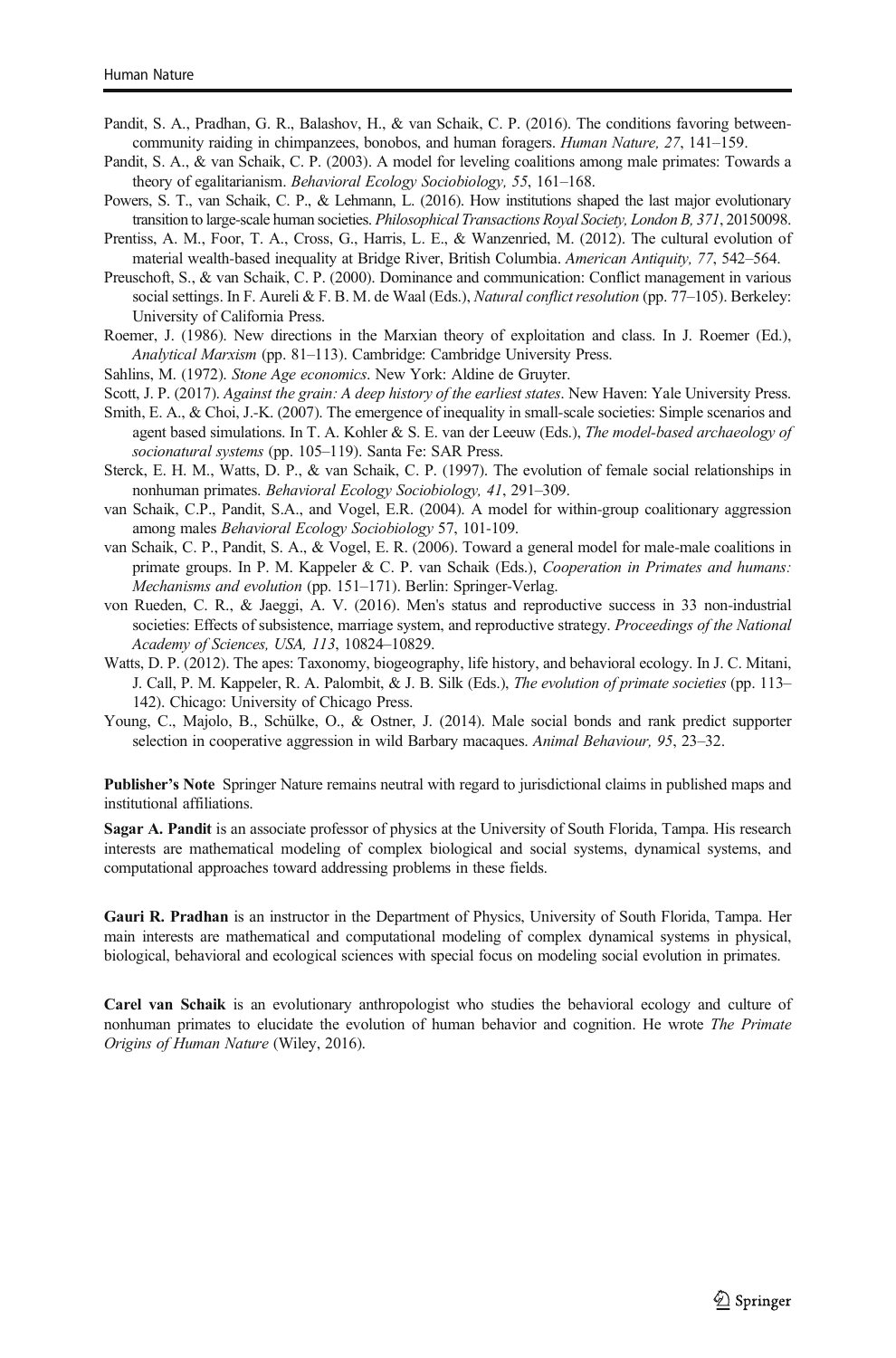Pandit, S. A., Pradhan, G. R., Balashov, H., & van Schaik, C. P. (2016). The conditions favoring between-community raiding in chimpanzees, bonobos, and human foragers. *Human Nature, 27*, 141–159.

Pandit, S. A., & van Schaik, C. P. (2003). A model for leveling coalitions among male primates: Towards a theory of egalitarianism. *Behavioral Ecology Sociobiology, 55*, 161–168.

Powers, S. T., van Schaik, C. P., & Lehmann, L. (2016). How institutions shaped the last major evolutionary transition to large-scale human societies. *Philosophical Transactions Royal Society, London B, 371*, 20150098.

Prentiss, A. M., Foor, T. A., Cross, G., Harris, L. E., & Wanzenried, M. (2012). The cultural evolution of material wealth-based inequality at Bridge River, British Columbia. *American Antiquity, 77*, 542–564.

Preuschoft, S., & van Schaik, C. P. (2000). Dominance and communication: Conflict management in various social settings. In F. Aureli & F. B. M. de Waal (Eds.), *Natural conflict resolution* (pp. 77–105). Berkeley: University of California Press.

Roemer, J. (1986). New directions in the Marxian theory of exploitation and class. In J. Roemer (Ed.), *Analytical Marxism* (pp. 81–113). Cambridge: Cambridge University Press.

Sahlins, M. (1972). *Stone Age economics*. New York: Aldine de Gruyter.

Scott, J. P. (2017). *Against the grain: A deep history of the earliest states*. New Haven: Yale University Press.

Smith, E. A., & Choi, J.-K. (2007). The emergence of inequality in small-scale societies: Simple scenarios and agent based simulations. In T. A. Kohler & S. E. van der Leeuw (Eds.), *The model-based archaeology of socionatural systems* (pp. 105–119). Santa Fe: SAR Press.

Sterck, E. H. M., Watts, D. P., & van Schaik, C. P. (1997). The evolution of female social relationships in nonhuman primates. *Behavioral Ecology Sociobiology, 41*, 291–309.

van Schaik, C.P., Pandit, S.A., and Vogel, E.R. (2004). A model for within-group coalitionary aggression among males *Behavioral Ecology Sociobiology* 57, 101-109.

van Schaik, C. P., Pandit, S. A., & Vogel, E. R. (2006). Toward a general model for male-male coalitions in primate groups. In P. M. Kappeler & C. P. van Schaik (Eds.), *Cooperation in Primates and humans: Mechanisms and evolution* (pp. 151–171). Berlin: Springer-Verlag.

von Rueden, C. R., & Jaeggi, A. V. (2016). Men's status and reproductive success in 33 non-industrial societies: Effects of subsistence, marriage system, and reproductive strategy. *Proceedings of the National Academy of Sciences, USA, 113*, 10824–10829.

Watts, D. P. (2012). The apes: Taxonomy, biogeography, life history, and behavioral ecology. In J. C. Mitani, J. Call, P. M. Kappeler, R. A. Palombit, & J. B. Silk (Eds.), *The evolution of primate societies* (pp. 113–142). Chicago: University of Chicago Press.

Young, C., Majolo, B., Schülke, O., & Ostner, J. (2014). Male social bonds and rank predict supporter selection in cooperative aggression in wild Barbary macaques. *Animal Behaviour, 95*, 23–32.

**Publisher's Note** Springer Nature remains neutral with regard to jurisdictional claims in published maps and institutional affiliations.

**Sagar A. Pandit** is an associate professor of physics at the University of South Florida, Tampa. His research interests are mathematical modeling of complex biological and social systems, dynamical systems, and computational approaches toward addressing problems in these fields.

**Gauri R. Pradhan** is an instructor in the Department of Physics, University of South Florida, Tampa. Her main interests are mathematical and computational modeling of complex dynamical systems in physical, biological, behavioral and ecological sciences with special focus on modeling social evolution in primates.

**Carel van Schaik** is an evolutionary anthropologist who studies the behavioral ecology and culture of nonhuman primates to elucidate the evolution of human behavior and cognition. He wrote *The Primate Origins of Human Nature* (Wiley, 2016).